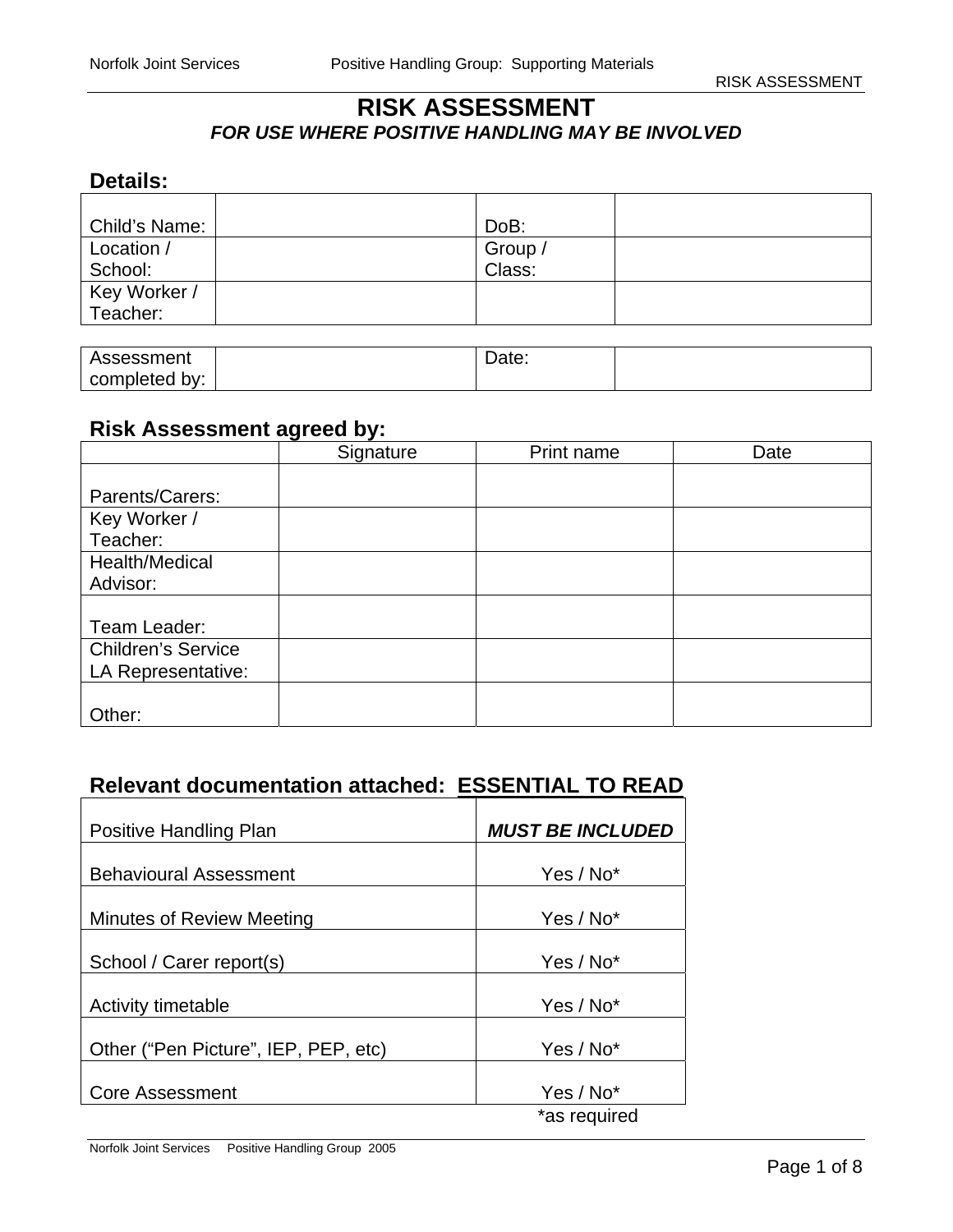# RISK ASSESSMENT

***FOR USE WHERE POSITIVE HANDLING MAY BE INVOLVED***

## Details:

| Child's Name: | | DoB: | |
|---|---|---|---|
| Location / School: | | Group / Class: | |
| Key Worker / Teacher: | | | |

| Assessment completed by: | | Date: | |
|---|---|---|---|

## Risk Assessment agreed by:

| | Signature | Print name | Date |
|---|---|---|---|
| Parents/Carers: | | | |
| Key Worker / Teacher: | | | |
| Health/Medical Advisor: | | | |
| Team Leader: | | | |
| Children's Service LA Representative: | | | |
| Other: | | | |

## Relevant documentation attached: <u>ESSENTIAL TO READ</u>

| | |
|---|---|
| Positive Handling Plan | ***MUST BE INCLUDED*** |
| Behavioural Assessment | Yes / No* |
| Minutes of Review Meeting | Yes / No* |
| School / Carer report(s) | Yes / No* |
| Activity timetable | Yes / No* |
| Other ("Pen Picture", IEP, PEP, etc) | Yes / No* |
| Core Assessment | Yes / No* |

*as required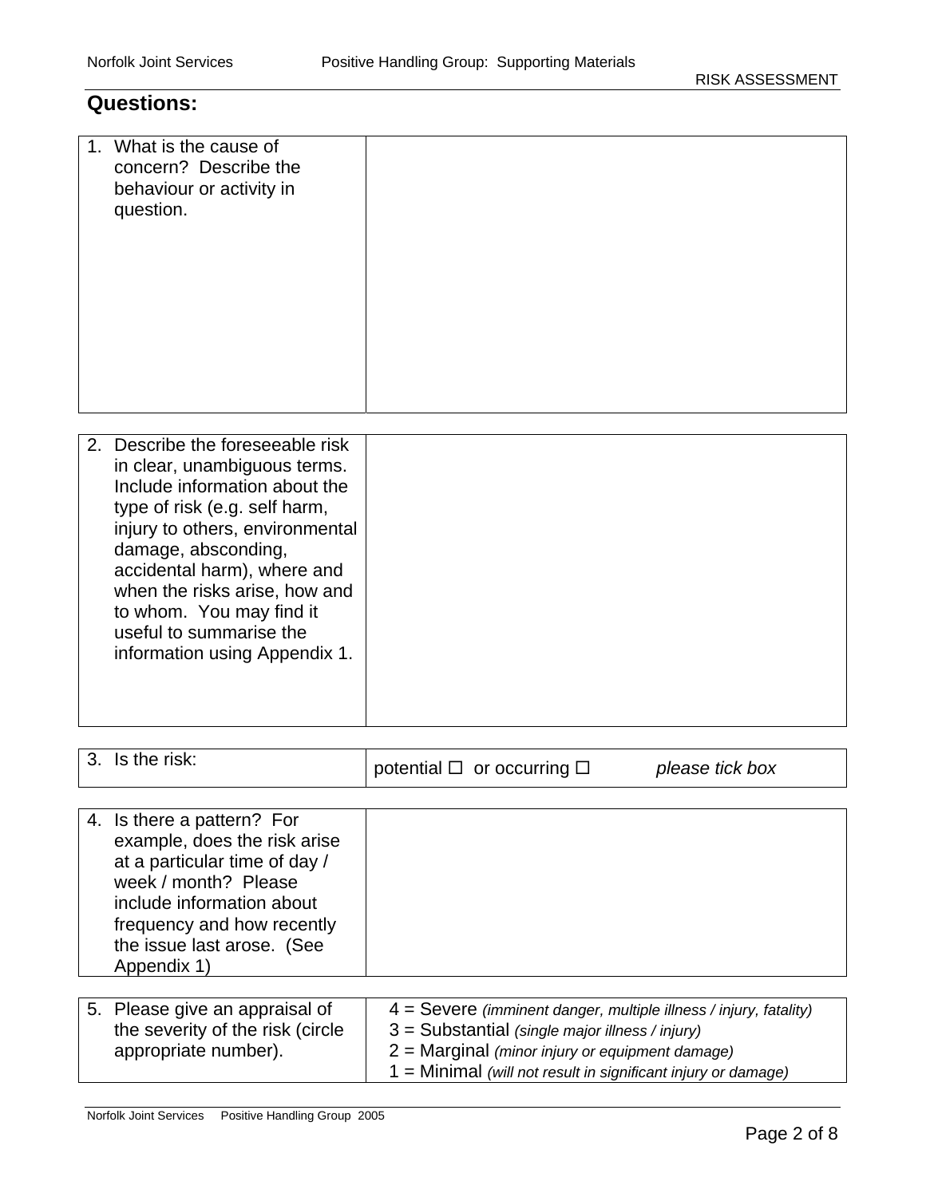## Questions:

| 1. What is the cause of concern? Describe the behaviour or activity in question. | |
|---|---|

| 2. Describe the foreseeable risk in clear, unambiguous terms. Include information about the type of risk (e.g. self harm, injury to others, environmental damage, absconding, accidental harm), where and when the risks arise, how and to whom. You may find it useful to summarise the information using Appendix 1. | |
|---|---|

| 3. Is the risk: | potential ☐ or occurring ☐ *please tick box* |
|---|---|

| 4. Is there a pattern? For example, does the risk arise at a particular time of day / week / month? Please include information about frequency and how recently the issue last arose. (See Appendix 1) | |
|---|---|

| 5. Please give an appraisal of the severity of the risk (circle appropriate number). | 4 = Severe *(imminent danger, multiple illness / injury, fatality)*<br>3 = Substantial *(single major illness / injury)*<br>2 = Marginal *(minor injury or equipment damage)*<br>1 = Minimal *(will not result in significant injury or damage)* |
|---|---|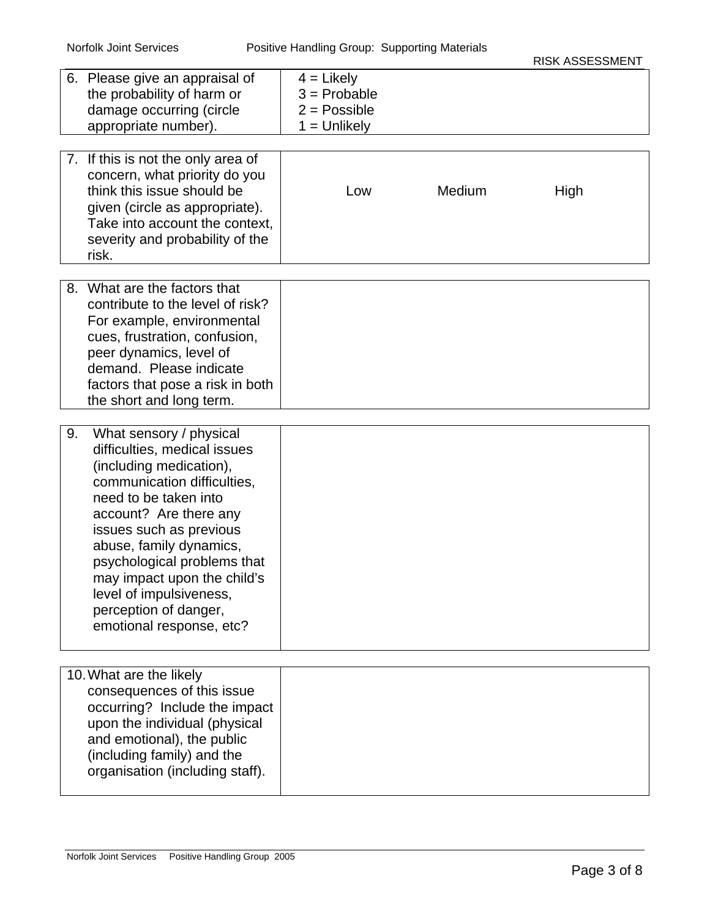| | |
|---|---|
| 6. Please give an appraisal of the probability of harm or damage occurring (circle appropriate number). | 4 = Likely<br>3 = Probable<br>2 = Possible<br>1 = Unlikely |

| | | | |
|---|---|---|---|
| 7. If this is not the only area of concern, what priority do you think this issue should be given (circle as appropriate). Take into account the context, severity and probability of the risk. | Low | Medium | High |

| | |
|---|---|
| 8. What are the factors that contribute to the level of risk? For example, environmental cues, frustration, confusion, peer dynamics, level of demand. Please indicate factors that pose a risk in both the short and long term. | |

| | |
|---|---|
| 9. What sensory / physical difficulties, medical issues (including medication), communication difficulties, need to be taken into account? Are there any issues such as previous abuse, family dynamics, psychological problems that may impact upon the child's level of impulsiveness, perception of danger, emotional response, etc? | |

| | |
|---|---|
| 10. What are the likely consequences of this issue occurring? Include the impact upon the individual (physical and emotional), the public (including family) and the organisation (including staff). | |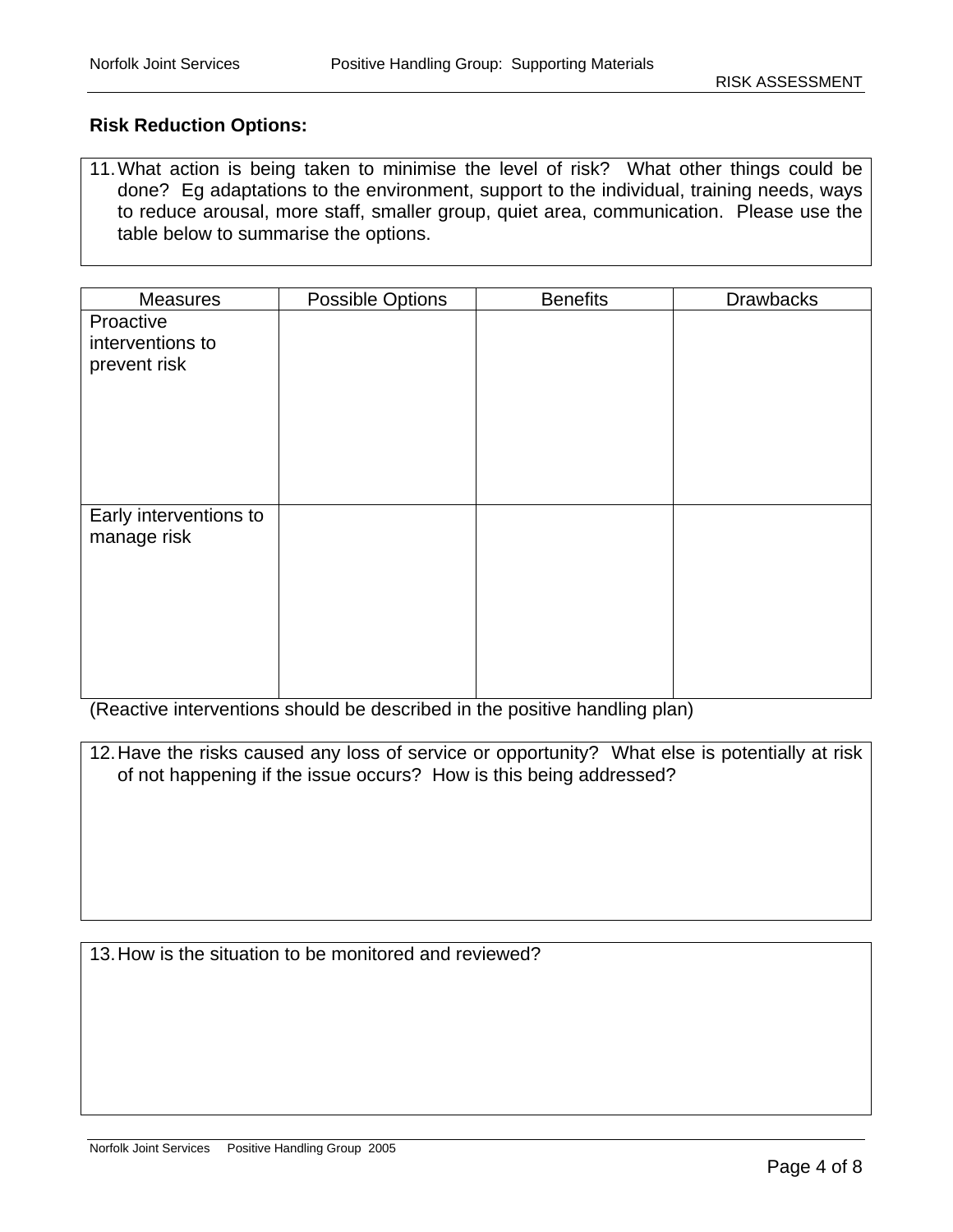**Risk Reduction Options:**

11. What action is being taken to minimise the level of risk? What other things could be done? Eg adaptations to the environment, support to the individual, training needs, ways to reduce arousal, more staff, smaller group, quiet area, communication. Please use the table below to summarise the options.

| Measures | Possible Options | Benefits | Drawbacks |
|---|---|---|---|
| Proactive interventions to prevent risk | | | |
| Early interventions to manage risk | | | |

(Reactive interventions should be described in the positive handling plan)

12. Have the risks caused any loss of service or opportunity? What else is potentially at risk of not happening if the issue occurs? How is this being addressed?

13. How is the situation to be monitored and reviewed?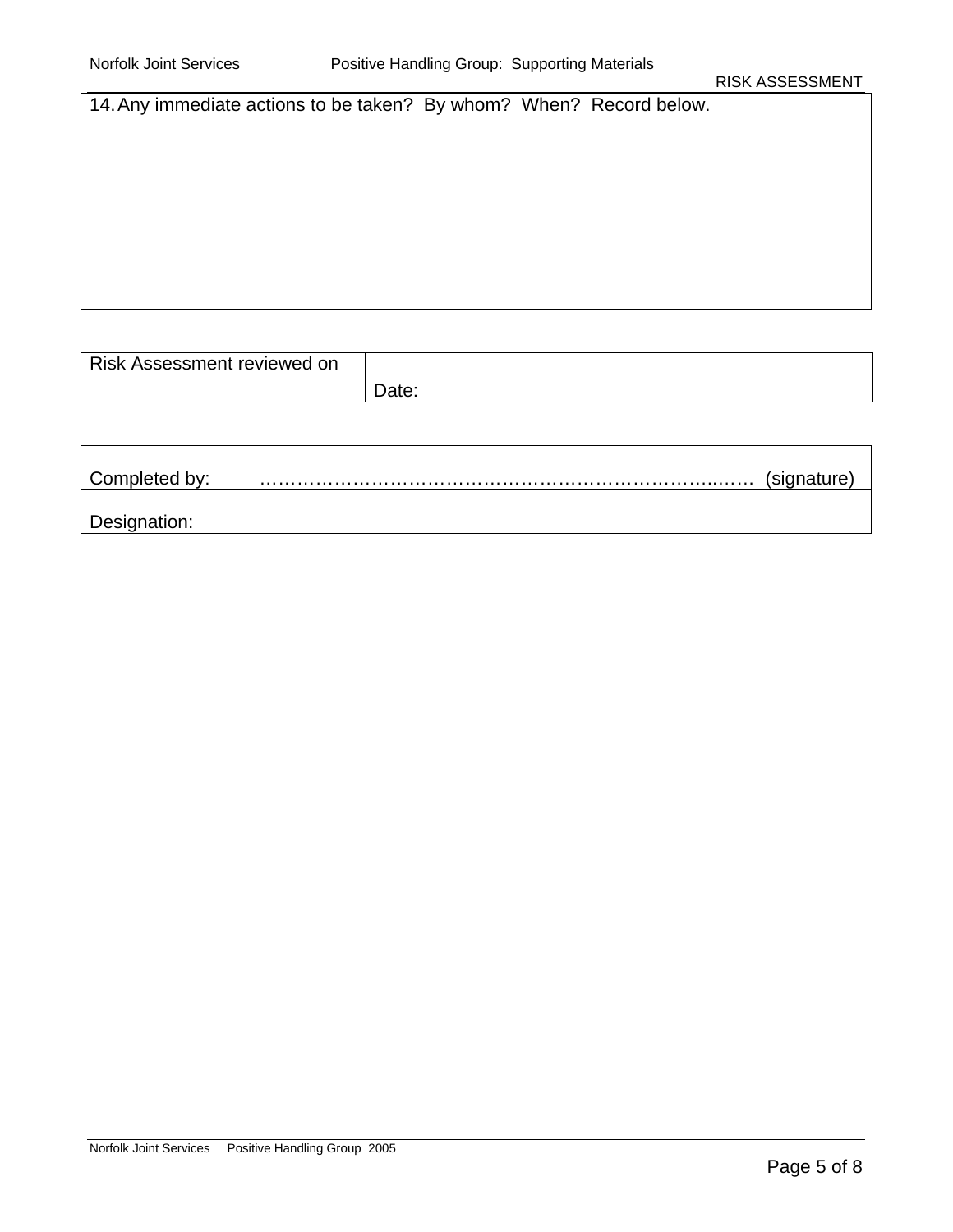| 14. Any immediate actions to be taken? By whom? When? Record below. |
| --- |
| |

| Risk Assessment reviewed on | Date: |
| --- | --- |

| Completed by: | ……………………………………………………………………… (signature) |
| --- | --- |
| Designation: | |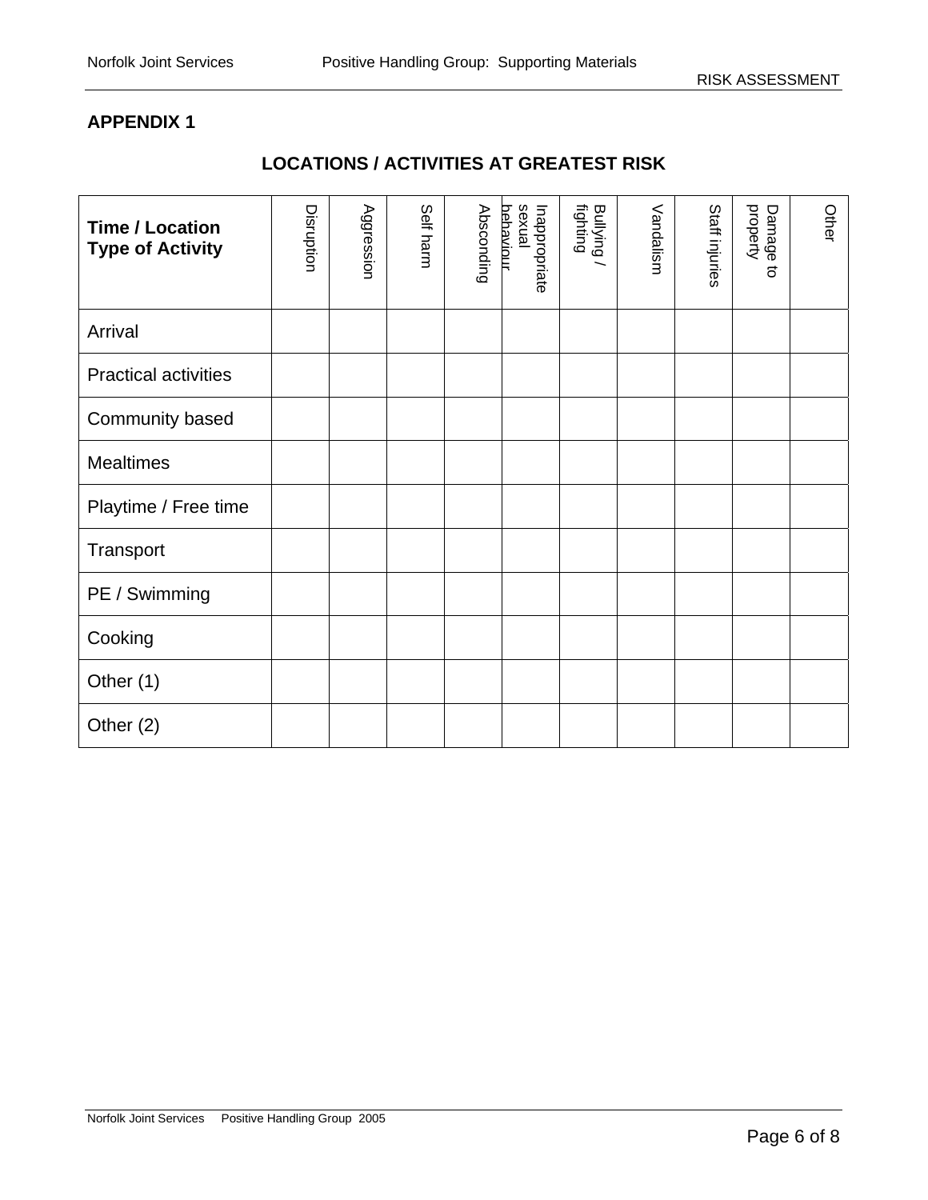## APPENDIX 1

### LOCATIONS / ACTIVITIES AT GREATEST RISK

| Time / Location Type of Activity | Disruption | Aggression | Self harm | Absconding | Inappropriate sexual behaviour | Bullying / fighting | Vandalism | Staff injuries | Damage to property | Other |
|---|---|---|---|---|---|---|---|---|---|---|
| Arrival | | | | | | | | | | |
| Practical activities | | | | | | | | | | |
| Community based | | | | | | | | | | |
| Mealtimes | | | | | | | | | | |
| Playtime / Free time | | | | | | | | | | |
| Transport | | | | | | | | | | |
| PE / Swimming | | | | | | | | | | |
| Cooking | | | | | | | | | | |
| Other (1) | | | | | | | | | | |
| Other (2) | | | | | | | | | | |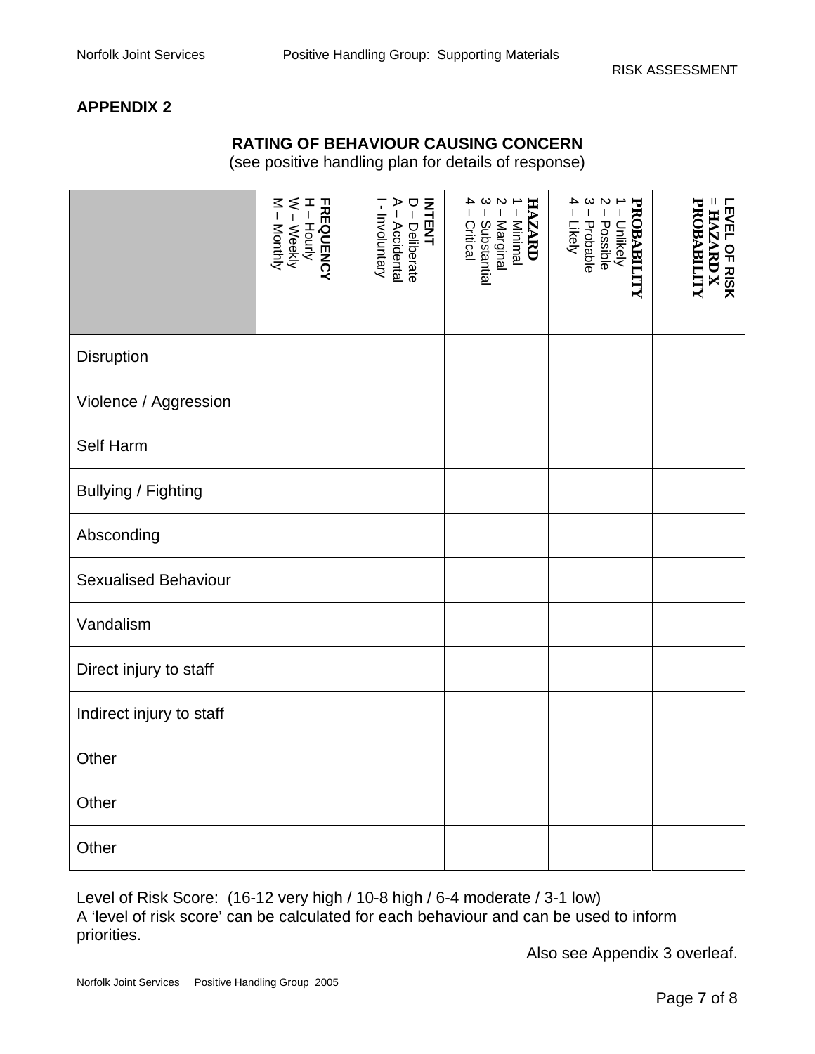## APPENDIX 2

### RATING OF BEHAVIOUR CAUSING CONCERN

(see positive handling plan for details of response)

| | **FREQUENCY** H – Hourly W – Weekly M – Monthly | **INTENT** D – Deliberate A – Accidental I - Involuntary | **HAZARD** 1 – Minimal 2 – Marginal 3 – Substantial 4 – Critical | **PROBABILITY** 1 – Unlikely 2 – Possible 3 – Probable 4 – Likely | **LEVEL OF RISK = HAZARD X PROBABILITY** |
|---|---|---|---|---|---|
| Disruption | | | | | |
| Violence / Aggression | | | | | |
| Self Harm | | | | | |
| Bullying / Fighting | | | | | |
| Absconding | | | | | |
| Sexualised Behaviour | | | | | |
| Vandalism | | | | | |
| Direct injury to staff | | | | | |
| Indirect injury to staff | | | | | |
| Other | | | | | |
| Other | | | | | |
| Other | | | | | |

Level of Risk Score: (16-12 very high / 10-8 high / 6-4 moderate / 3-1 low)
A 'level of risk score' can be calculated for each behaviour and can be used to inform priorities.

Also see Appendix 3 overleaf.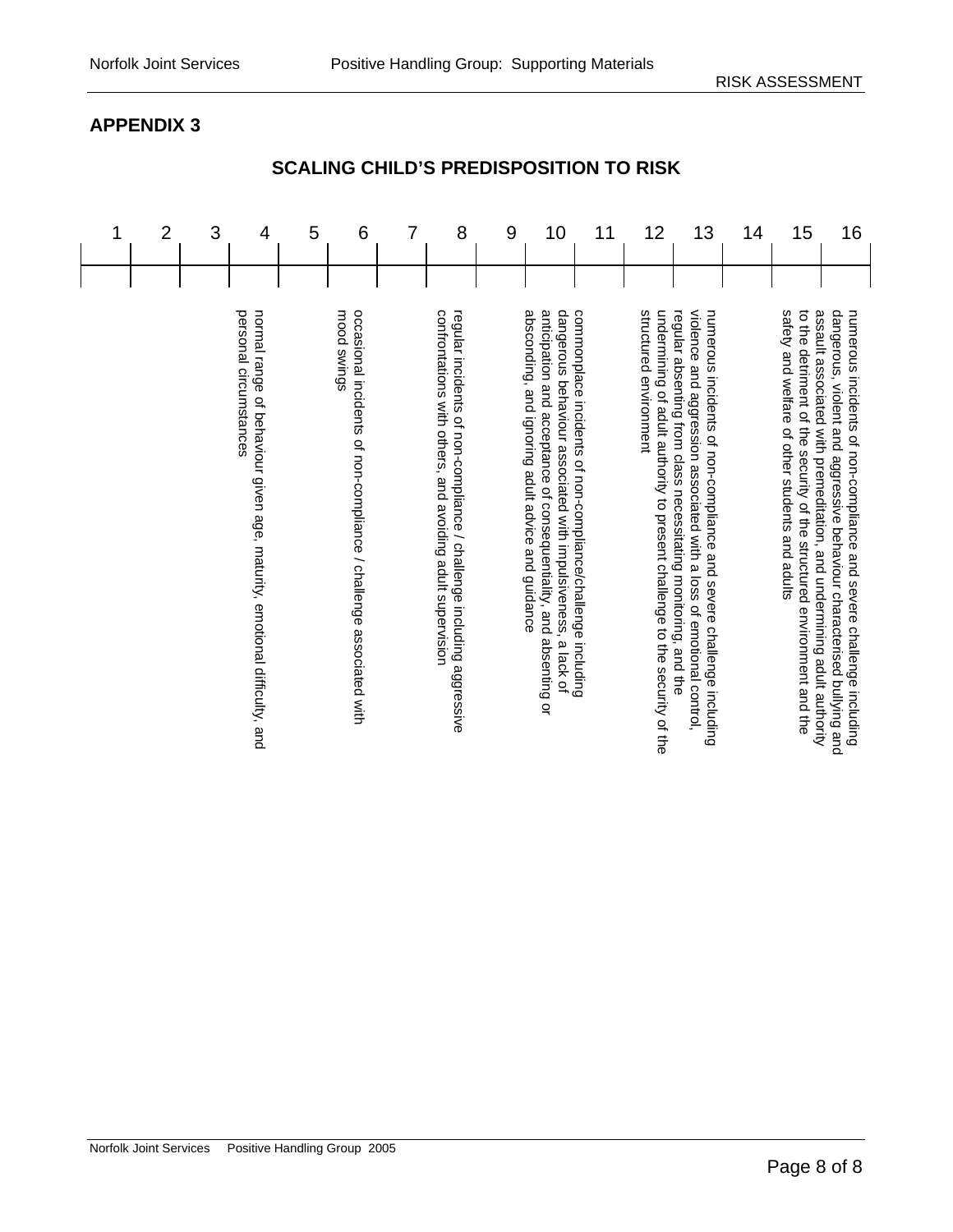## APPENDIX 3

### SCALING CHILD'S PREDISPOSITION TO RISK

| 1 | 2 | 3 | 4 | 5 | 6 | 7 | 8 | 9 | 10 | 11 | 12 | 13 | 14 | 15 | 16 |
|---|---|---|---|---|---|---|---|---|---|---|---|---|---|---|---|
| | | | normal range of behaviour given age, maturity, emotional difficulty, and personal circumstances | | occasional incidents of non-compliance / challenge associated with mood swings | | regular incidents of non-compliance / challenge including aggressive confrontations with others, and avoiding adult supervision | | commonplace incidents of non-compliance/challenge including dangerous behaviour associated with impulsiveness, a lack of anticipation and acceptance of consequentiality, and absenting or absconding, and ignoring adult advice and guidance | | numerous incidents of non-compliance and severe challenge including violence and aggression associated with a loss of emotional control, regular absenting from class necessitating monitoring, and the undermining of adult authority to present challenge to the security of the structured environment | | numerous incidents of non-compliance and severe challenge including dangerous, violent and aggressive behaviour characterised bullying and assault associated with premeditation, and undermining adult authority to the detriment of the security of the structured environment and the safety and welfare of other students and adults | | |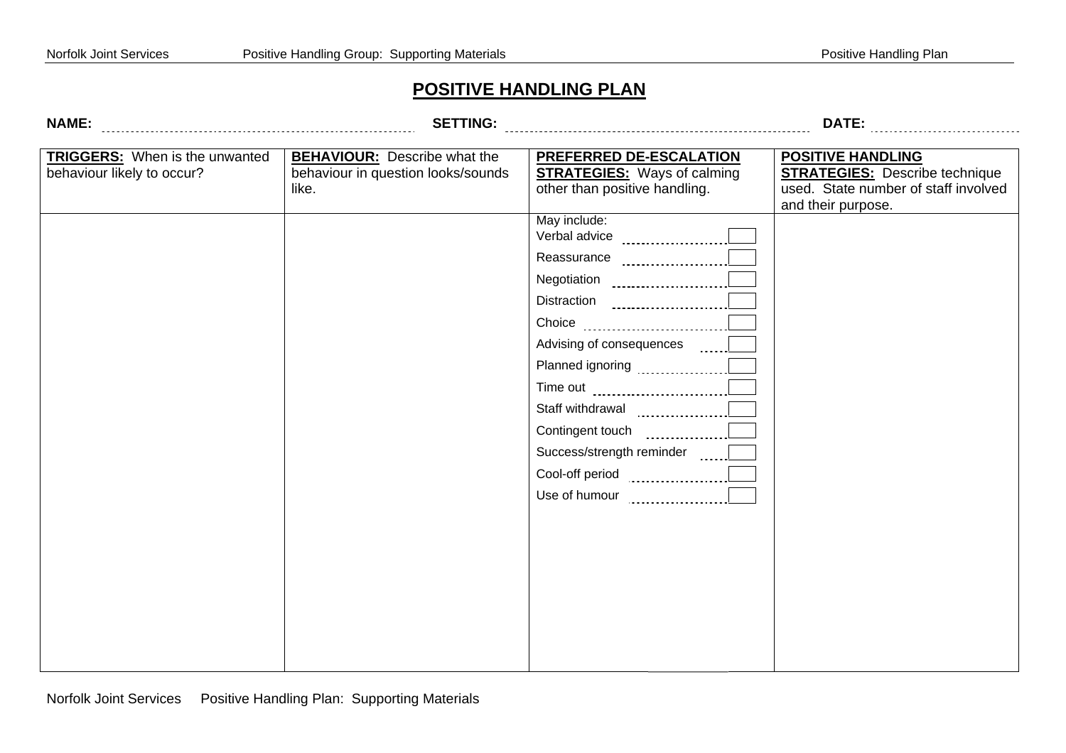# POSITIVE HANDLING PLAN

**NAME:** ............................................ **SETTING:** ............................................ **DATE:** ..............................

| **TRIGGERS:** When is the unwanted behaviour likely to occur? | **BEHAVIOUR:** Describe what the behaviour in question looks/sounds like. | **PREFERRED DE-ESCALATION STRATEGIES:** Ways of calming other than positive handling. | **POSITIVE HANDLING STRATEGIES:** Describe technique used. State number of staff involved and their purpose. |
|---|---|---|---|
| | | May include:<br>Verbal advice ☐<br>Reassurance ☐<br>Negotiation ☐<br>Distraction ☐<br>Choice ☐<br>Advising of consequences ☐<br>Planned ignoring ☐<br>Time out ☐<br>Staff withdrawal ☐<br>Contingent touch ☐<br>Success/strength reminder ☐<br>Cool-off period ☐<br>Use of humour ☐ | |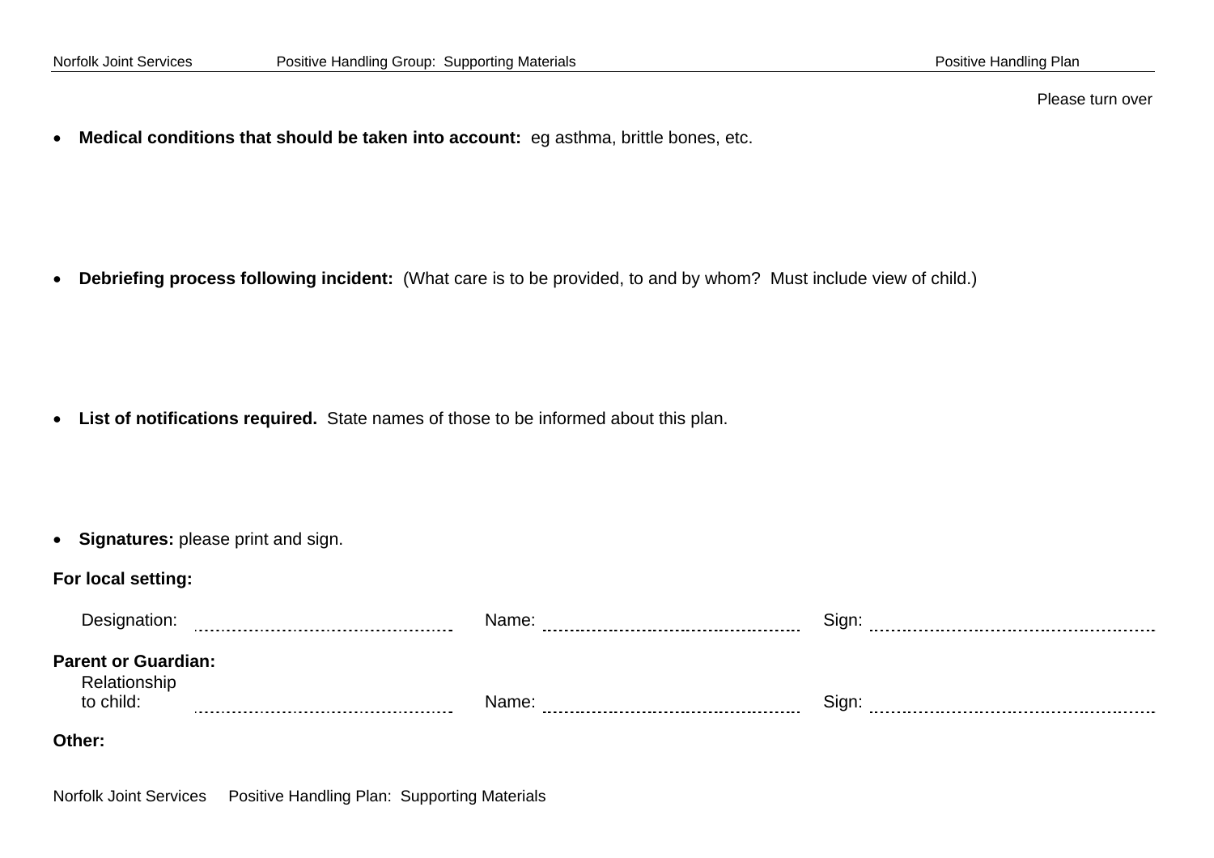Please turn over

- **Medical conditions that should be taken into account:** eg asthma, brittle bones, etc.

- **Debriefing process following incident:** (What care is to be provided, to and by whom? Must include view of child.)

- **List of notifications required.** State names of those to be informed about this plan.

- **Signatures:** please print and sign.

**For local setting:**

Designation: ................................................ Name: ................................................ Sign: ................................................

**Parent or Guardian:**

Relationship to child: ................................................ Name: ................................................ Sign: ................................................

**Other:**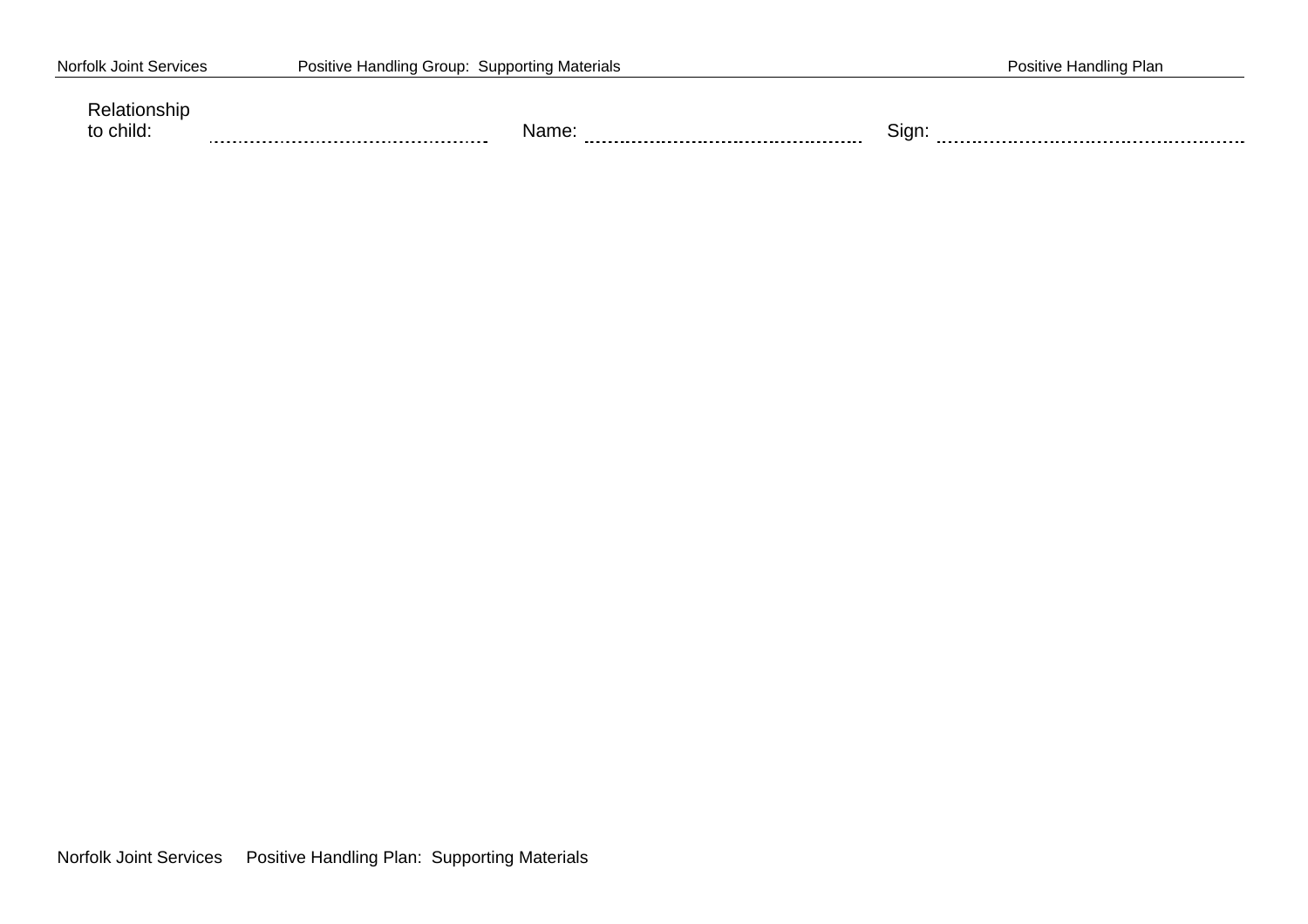Relationship to child: ............................................ Name: ............................................ Sign: ............................................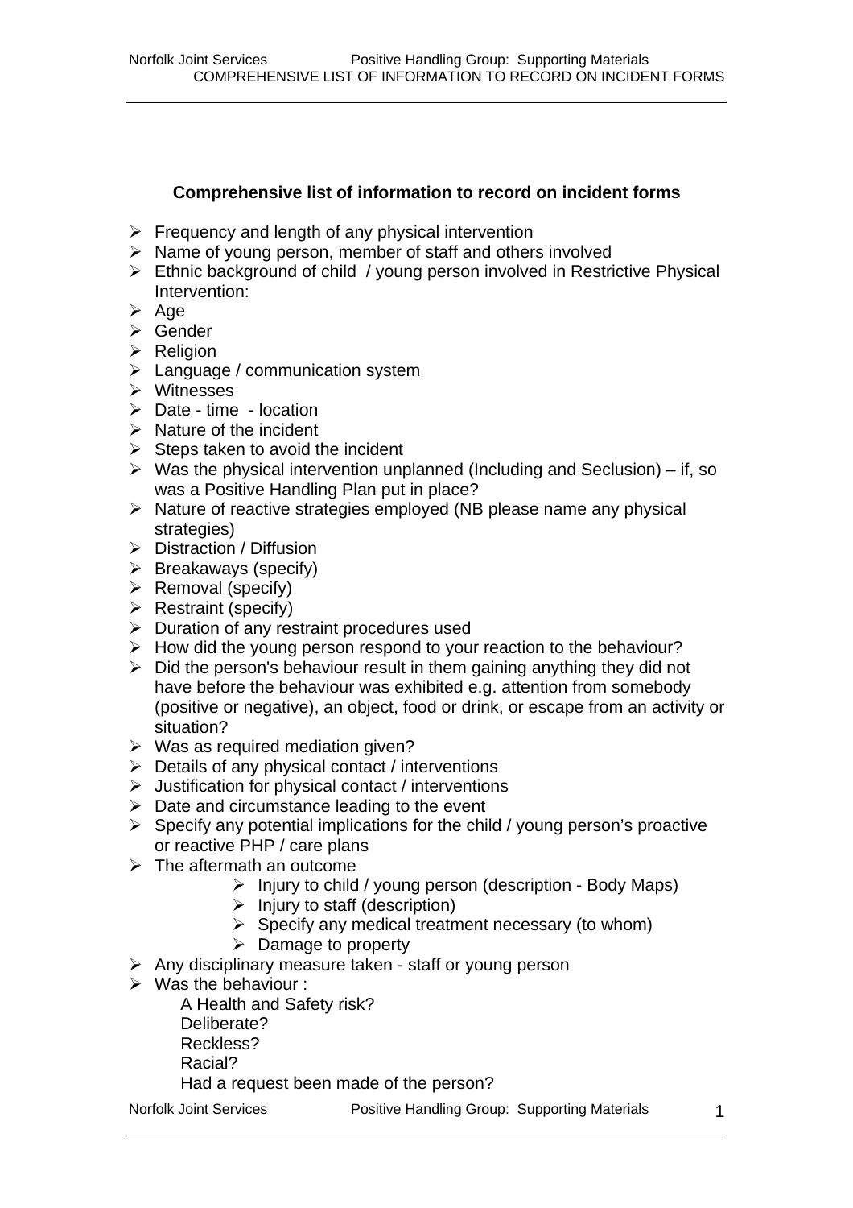**Comprehensive list of information to record on incident forms**

- Frequency and length of any physical intervention
- Name of young person, member of staff and others involved
- Ethnic background of child / young person involved in Restrictive Physical Intervention:
- Age
- Gender
- Religion
- Language / communication system
- Witnesses
- Date - time - location
- Nature of the incident
- Steps taken to avoid the incident
- Was the physical intervention unplanned (Including and Seclusion) – if, so was a Positive Handling Plan put in place?
- Nature of reactive strategies employed (NB please name any physical strategies)
- Distraction / Diffusion
- Breakaways (specify)
- Removal (specify)
- Restraint (specify)
- Duration of any restraint procedures used
- How did the young person respond to your reaction to the behaviour?
- Did the person's behaviour result in them gaining anything they did not have before the behaviour was exhibited e.g. attention from somebody (positive or negative), an object, food or drink, or escape from an activity or situation?
- Was as required mediation given?
- Details of any physical contact / interventions
- Justification for physical contact / interventions
- Date and circumstance leading to the event
- Specify any potential implications for the child / young person's proactive or reactive PHP / care plans
- The aftermath an outcome
  - Injury to child / young person (description - Body Maps)
  - Injury to staff (description)
  - Specify any medical treatment necessary (to whom)
  - Damage to property
- Any disciplinary measure taken - staff or young person
- Was the behaviour :

  A Health and Safety risk?
  Deliberate?
  Reckless?
  Racial?
  Had a request been made of the person?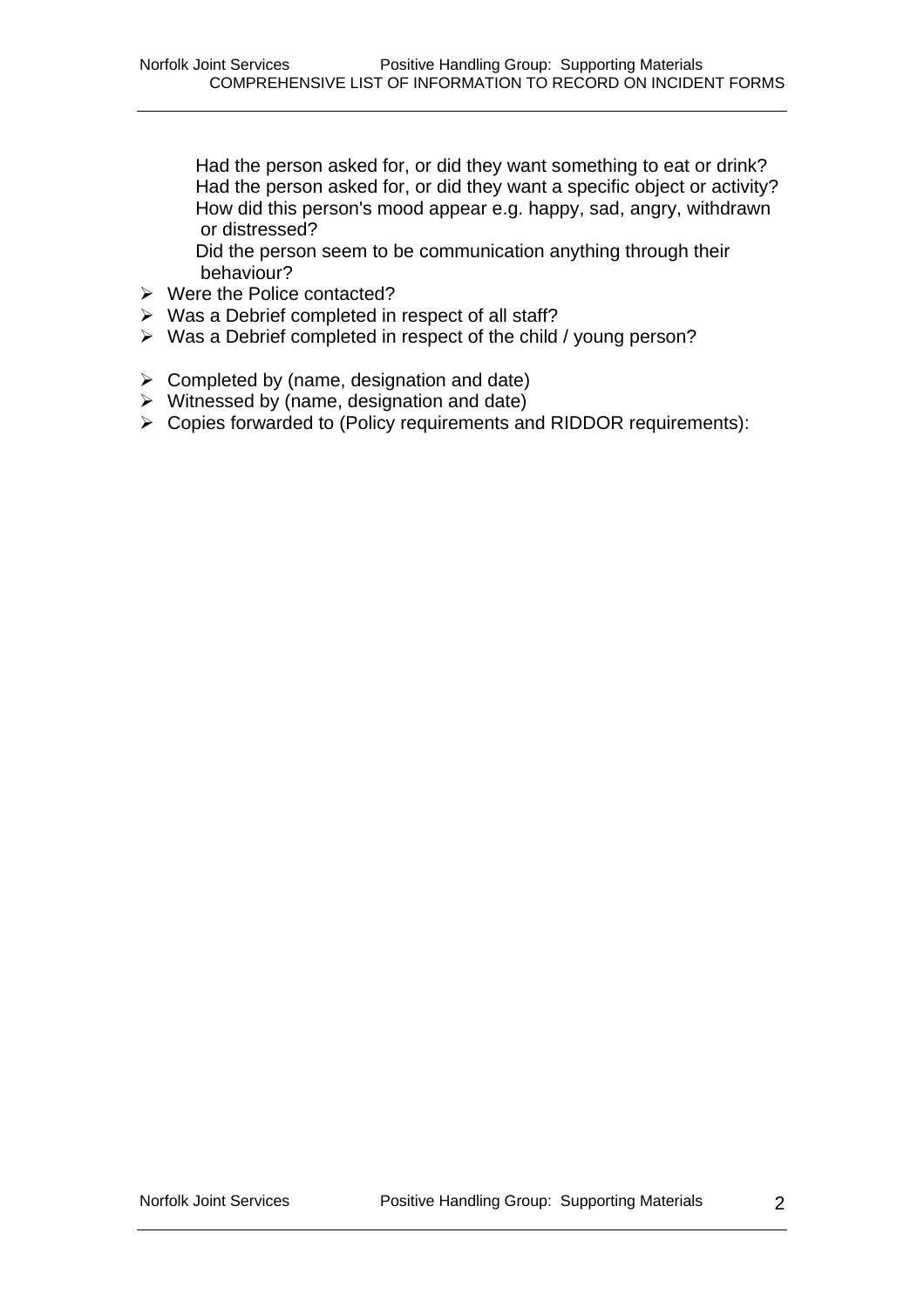Had the person asked for, or did they want something to eat or drink?
Had the person asked for, or did they want a specific object or activity?
How did this person's mood appear e.g. happy, sad, angry, withdrawn or distressed?
Did the person seem to be communication anything through their behaviour?

- Were the Police contacted?
- Was a Debrief completed in respect of all staff?
- Was a Debrief completed in respect of the child / young person?

- Completed by (name, designation and date)
- Witnessed by (name, designation and date)
- Copies forwarded to (Policy requirements and RIDDOR requirements):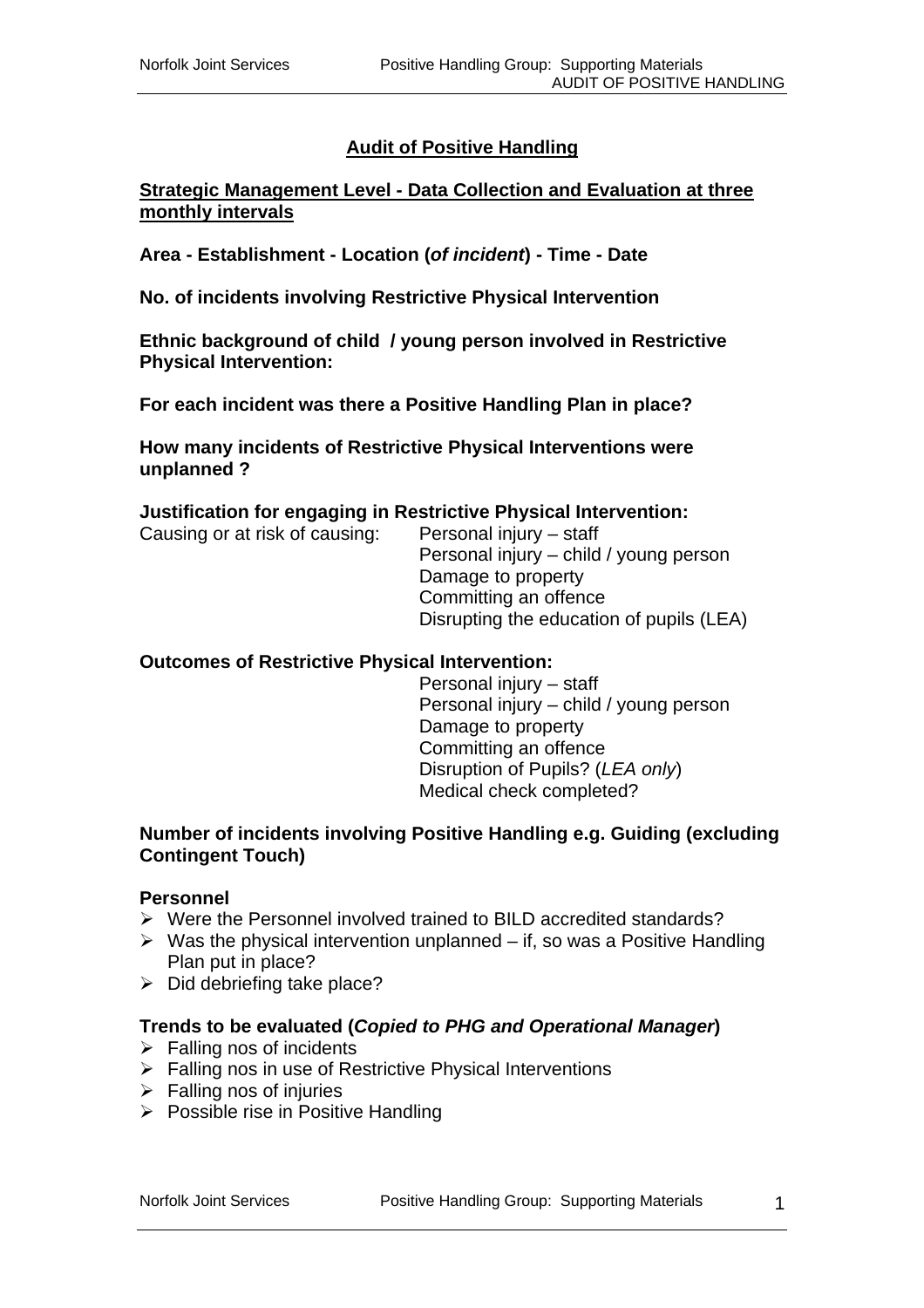# Audit of Positive Handling

## Strategic Management Level - Data Collection and Evaluation at three monthly intervals

**Area - Establishment - Location (*of incident*) - Time - Date**

**No. of incidents involving Restrictive Physical Intervention**

**Ethnic background of child / young person involved in Restrictive Physical Intervention:**

**For each incident was there a Positive Handling Plan in place?**

**How many incidents of Restrictive Physical Interventions were unplanned ?**

**Justification for engaging in Restrictive Physical Intervention:**

Causing or at risk of causing:
- Personal injury – staff
- Personal injury – child / young person
- Damage to property
- Committing an offence
- Disrupting the education of pupils (LEA)

**Outcomes of Restrictive Physical Intervention:**

- Personal injury – staff
- Personal injury – child / young person
- Damage to property
- Committing an offence
- Disruption of Pupils? (*LEA only*)
- Medical check completed?

**Number of incidents involving Positive Handling e.g. Guiding (excluding Contingent Touch)**

**Personnel**

- Were the Personnel involved trained to BILD accredited standards?
- Was the physical intervention unplanned – if, so was a Positive Handling Plan put in place?
- Did debriefing take place?

**Trends to be evaluated (*Copied to PHG and Operational Manager*)**

- Falling nos of incidents
- Falling nos in use of Restrictive Physical Interventions
- Falling nos of injuries
- Possible rise in Positive Handling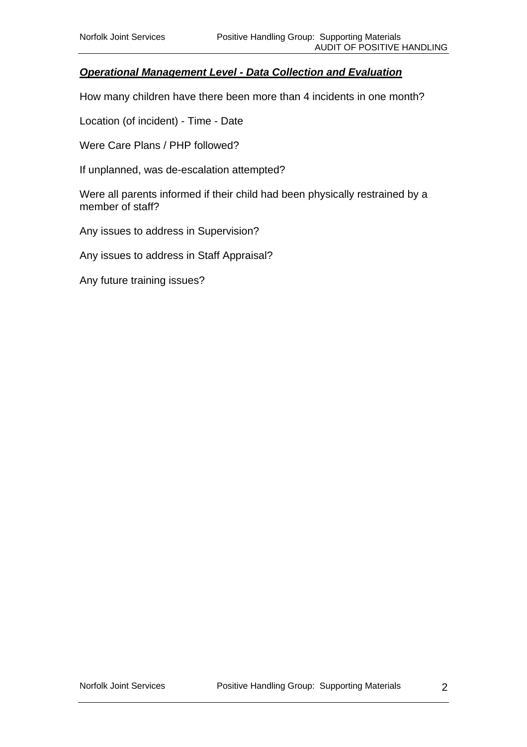***Operational Management Level - Data Collection and Evaluation***

How many children have there been more than 4 incidents in one month?

Location (of incident) - Time - Date

Were Care Plans / PHP followed?

If unplanned, was de-escalation attempted?

Were all parents informed if their child had been physically restrained by a member of staff?

Any issues to address in Supervision?

Any issues to address in Staff Appraisal?

Any future training issues?